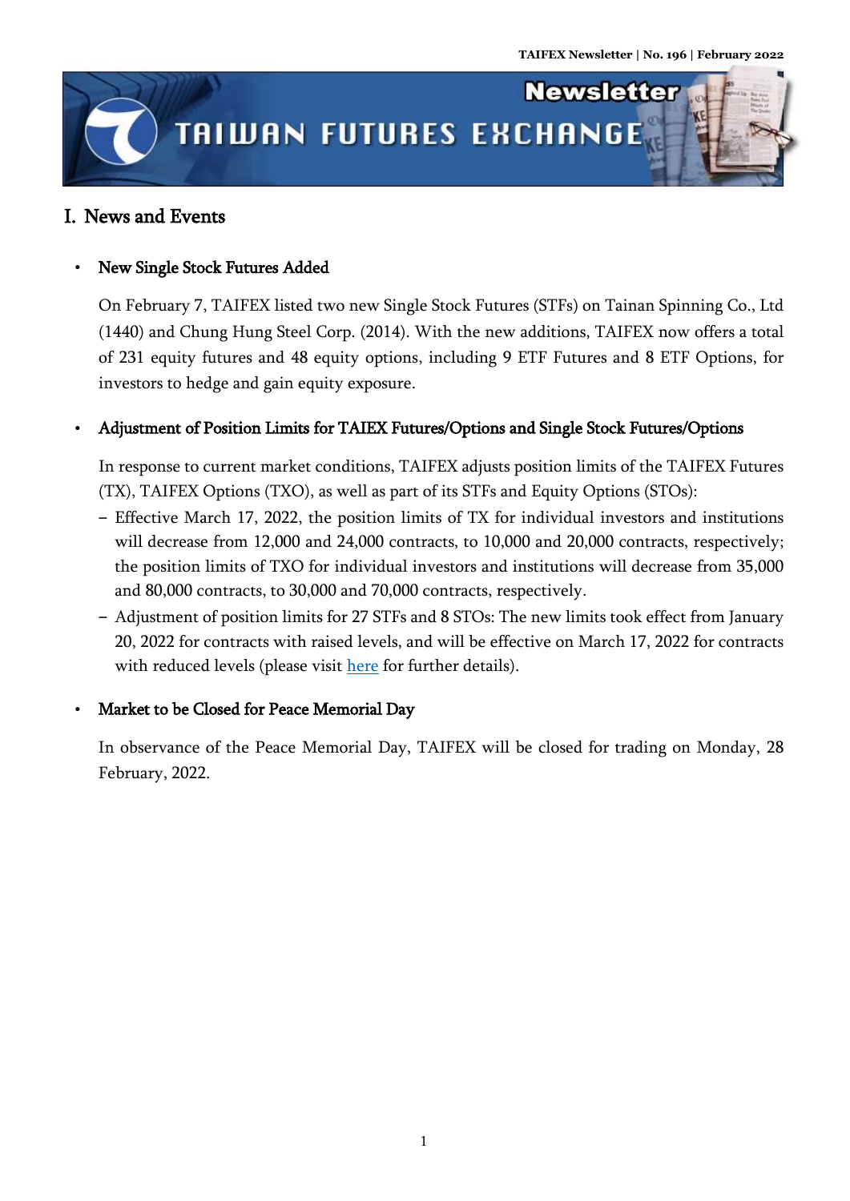# I. News and Events

- **New Single Stock Futures Added**

  On February 7, TAIFEX listed two new Single Stock Futures (STFs) on Tainan Spinning Co., Ltd (1440) and Chung Hung Steel Corp. (2014). With the new additions, TAIFEX now offers a total of 231 equity futures and 48 equity options, including 9 ETF Futures and 8 ETF Options, for investors to hedge and gain equity exposure.

- **Adjustment of Position Limits for TAIEX Futures/Options and Single Stock Futures/Options**

  In response to current market conditions, TAIFEX adjusts position limits of the TAIFEX Futures (TX), TAIFEX Options (TXO), as well as part of its STFs and Equity Options (STOs):

  - Effective March 17, 2022, the position limits of TX for individual investors and institutions will decrease from 12,000 and 24,000 contracts, to 10,000 and 20,000 contracts, respectively; the position limits of TXO for individual investors and institutions will decrease from 35,000 and 80,000 contracts, to 30,000 and 70,000 contracts, respectively.
  - Adjustment of position limits for 27 STFs and 8 STOs: The new limits took effect from January 20, 2022 for contracts with raised levels, and will be effective on March 17, 2022 for contracts with reduced levels (please visit here for further details).

- **Market to be Closed for Peace Memorial Day**

  In observance of the Peace Memorial Day, TAIFEX will be closed for trading on Monday, 28 February, 2022.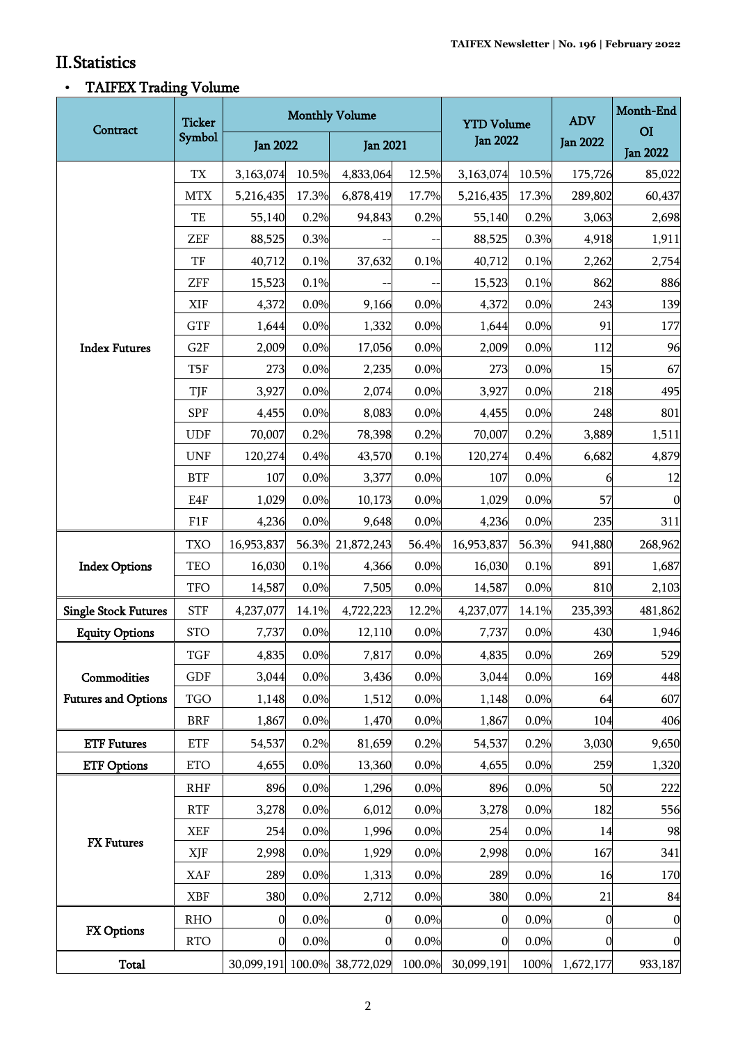## II. Statistics

- **TAIFEX Trading Volume**

| Contract | Ticker Symbol | Monthly Volume | | | | YTD Volume | | ADV | Month-End OI |
|---|---|---|---|---|---|---|---|---|---|
| | | Jan 2022 | | Jan 2021 | | Jan 2022 | | Jan 2022 | Jan 2022 |
| Index Futures | TX | 3,163,074 | 10.5% | 4,833,064 | 12.5% | 3,163,074 | 10.5% | 175,726 | 85,022 |
| | MTX | 5,216,435 | 17.3% | 6,878,419 | 17.7% | 5,216,435 | 17.3% | 289,802 | 60,437 |
| | TE | 55,140 | 0.2% | 94,843 | 0.2% | 55,140 | 0.2% | 3,063 | 2,698 |
| | ZEF | 88,525 | 0.3% | -- | -- | 88,525 | 0.3% | 4,918 | 1,911 |
| | TF | 40,712 | 0.1% | 37,632 | 0.1% | 40,712 | 0.1% | 2,262 | 2,754 |
| | ZFF | 15,523 | 0.1% | -- | -- | 15,523 | 0.1% | 862 | 886 |
| | XIF | 4,372 | 0.0% | 9,166 | 0.0% | 4,372 | 0.0% | 243 | 139 |
| | GTF | 1,644 | 0.0% | 1,332 | 0.0% | 1,644 | 0.0% | 91 | 177 |
| | G2F | 2,009 | 0.0% | 17,056 | 0.0% | 2,009 | 0.0% | 112 | 96 |
| | T5F | 273 | 0.0% | 2,235 | 0.0% | 273 | 0.0% | 15 | 67 |
| | TJF | 3,927 | 0.0% | 2,074 | 0.0% | 3,927 | 0.0% | 218 | 495 |
| | SPF | 4,455 | 0.0% | 8,083 | 0.0% | 4,455 | 0.0% | 248 | 801 |
| | UDF | 70,007 | 0.2% | 78,398 | 0.2% | 70,007 | 0.2% | 3,889 | 1,511 |
| | UNF | 120,274 | 0.4% | 43,570 | 0.1% | 120,274 | 0.4% | 6,682 | 4,879 |
| | BTF | 107 | 0.0% | 3,377 | 0.0% | 107 | 0.0% | 6 | 12 |
| | E4F | 1,029 | 0.0% | 10,173 | 0.0% | 1,029 | 0.0% | 57 | 0 |
| | F1F | 4,236 | 0.0% | 9,648 | 0.0% | 4,236 | 0.0% | 235 | 311 |
| Index Options | TXO | 16,953,837 | 56.3% | 21,872,243 | 56.4% | 16,953,837 | 56.3% | 941,880 | 268,962 |
| | TEO | 16,030 | 0.1% | 4,366 | 0.0% | 16,030 | 0.1% | 891 | 1,687 |
| | TFO | 14,587 | 0.0% | 7,505 | 0.0% | 14,587 | 0.0% | 810 | 2,103 |
| Single Stock Futures | STF | 4,237,077 | 14.1% | 4,722,223 | 12.2% | 4,237,077 | 14.1% | 235,393 | 481,862 |
| Equity Options | STO | 7,737 | 0.0% | 12,110 | 0.0% | 7,737 | 0.0% | 430 | 1,946 |
| Commodities Futures and Options | TGF | 4,835 | 0.0% | 7,817 | 0.0% | 4,835 | 0.0% | 269 | 529 |
| | GDF | 3,044 | 0.0% | 3,436 | 0.0% | 3,044 | 0.0% | 169 | 448 |
| | TGO | 1,148 | 0.0% | 1,512 | 0.0% | 1,148 | 0.0% | 64 | 607 |
| | BRF | 1,867 | 0.0% | 1,470 | 0.0% | 1,867 | 0.0% | 104 | 406 |
| ETF Futures | ETF | 54,537 | 0.2% | 81,659 | 0.2% | 54,537 | 0.2% | 3,030 | 9,650 |
| ETF Options | ETO | 4,655 | 0.0% | 13,360 | 0.0% | 4,655 | 0.0% | 259 | 1,320 |
| FX Futures | RHF | 896 | 0.0% | 1,296 | 0.0% | 896 | 0.0% | 50 | 222 |
| | RTF | 3,278 | 0.0% | 6,012 | 0.0% | 3,278 | 0.0% | 182 | 556 |
| | XEF | 254 | 0.0% | 1,996 | 0.0% | 254 | 0.0% | 14 | 98 |
| | XJF | 2,998 | 0.0% | 1,929 | 0.0% | 2,998 | 0.0% | 167 | 341 |
| | XAF | 289 | 0.0% | 1,313 | 0.0% | 289 | 0.0% | 16 | 170 |
| | XBF | 380 | 0.0% | 2,712 | 0.0% | 380 | 0.0% | 21 | 84 |
| FX Options | RHO | 0 | 0.0% | 0 | 0.0% | 0 | 0.0% | 0 | 0 |
| | RTO | 0 | 0.0% | 0 | 0.0% | 0 | 0.0% | 0 | 0 |
| Total | | 30,099,191 | 100.0% | 38,772,029 | 100.0% | 30,099,191 | 100% | 1,672,177 | 933,187 |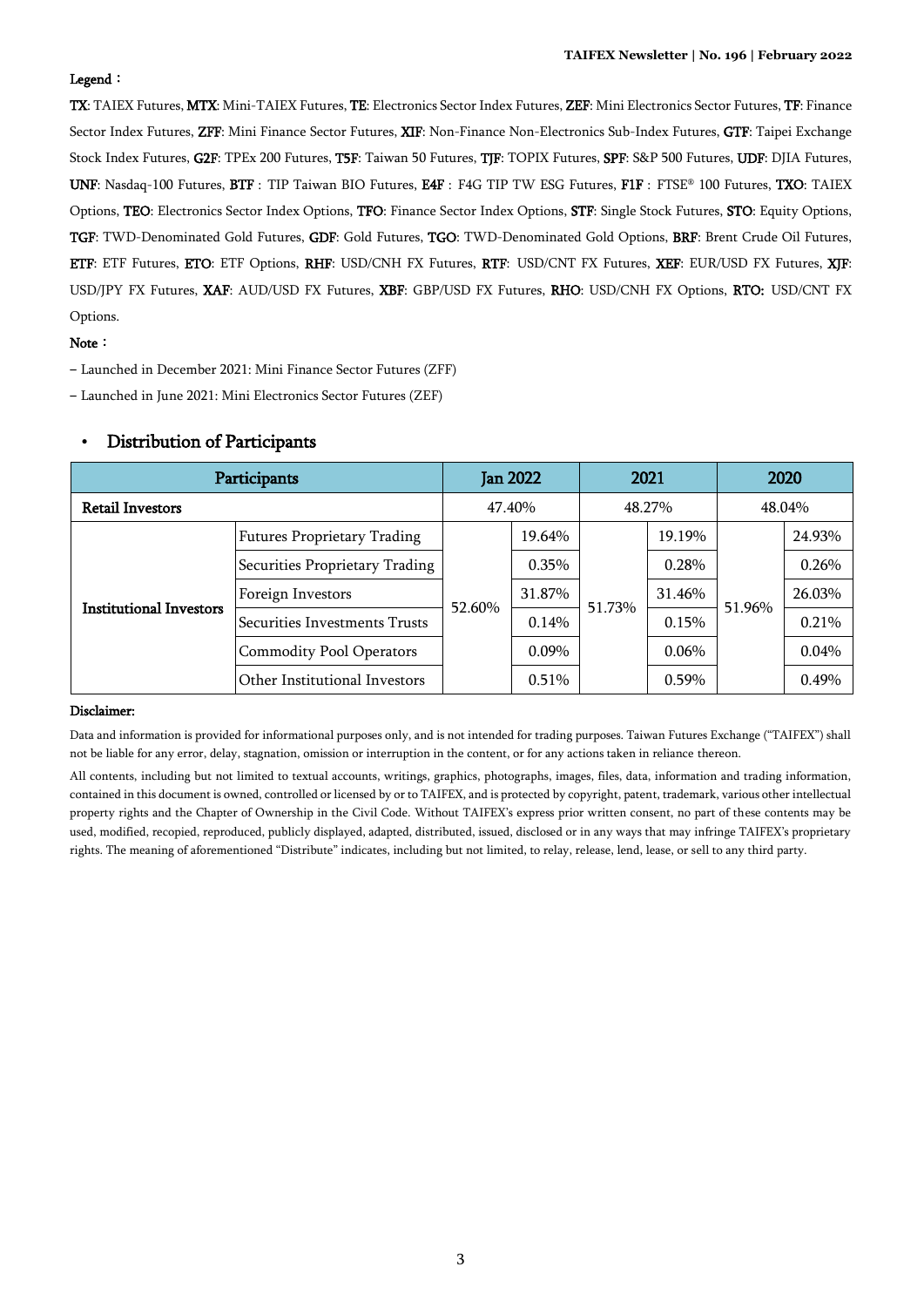Legend：

**TX**: TAIEX Futures, **MTX**: Mini-TAIEX Futures, **TE**: Electronics Sector Index Futures, **ZEF**: Mini Electronics Sector Futures, **TF**: Finance Sector Index Futures, **ZFF**: Mini Finance Sector Futures, **XIF**: Non-Finance Non-Electronics Sub-Index Futures, **GTF**: Taipei Exchange Stock Index Futures, **G2F**: TPEx 200 Futures, **T5F**: Taiwan 50 Futures, **TJF**: TOPIX Futures, **SPF**: S&P 500 Futures, **UDF**: DJIA Futures, **UNF**: Nasdaq-100 Futures, **BTF**：TIP Taiwan BIO Futures, **E4F**：F4G TIP TW ESG Futures, **F1F**：FTSE® 100 Futures, **TXO**: TAIEX Options, **TEO**: Electronics Sector Index Options, **TFO**: Finance Sector Index Options, **STF**: Single Stock Futures, **STO**: Equity Options, **TGF**: TWD-Denominated Gold Futures, **GDF**: Gold Futures, **TGO**: TWD-Denominated Gold Options, **BRF**: Brent Crude Oil Futures, **ETF**: ETF Futures, **ETO**: ETF Options, **RHF**: USD/CNH FX Futures, **RTF**: USD/CNT FX Futures, **XEF**: EUR/USD FX Futures, **XJF**: USD/JPY FX Futures, **XAF**: AUD/USD FX Futures, **XBF**: GBP/USD FX Futures, **RHO**: USD/CNH FX Options, **RTO:** USD/CNT FX Options.

Note：

– Launched in December 2021: Mini Finance Sector Futures (ZFF)

– Launched in June 2021: Mini Electronics Sector Futures (ZEF)

## • Distribution of Participants

| Participants | | Jan 2022 | | 2021 | | 2020 | |
|---|---|---|---|---|---|---|---|
| **Retail Investors** | | 47.40% | | 48.27% | | 48.04% | |
| **Institutional Investors** | Futures Proprietary Trading | 52.60% | 19.64% | 51.73% | 19.19% | 51.96% | 24.93% |
| | Securities Proprietary Trading | | 0.35% | | 0.28% | | 0.26% |
| | Foreign Investors | | 31.87% | | 31.46% | | 26.03% |
| | Securities Investments Trusts | | 0.14% | | 0.15% | | 0.21% |
| | Commodity Pool Operators | | 0.09% | | 0.06% | | 0.04% |
| | Other Institutional Investors | | 0.51% | | 0.59% | | 0.49% |

**Disclaimer:**

Data and information is provided for informational purposes only, and is not intended for trading purposes. Taiwan Futures Exchange ("TAIFEX") shall not be liable for any error, delay, stagnation, omission or interruption in the content, or for any actions taken in reliance thereon.

All contents, including but not limited to textual accounts, writings, graphics, photographs, images, files, data, information and trading information, contained in this document is owned, controlled or licensed by or to TAIFEX, and is protected by copyright, patent, trademark, various other intellectual property rights and the Chapter of Ownership in the Civil Code. Without TAIFEX's express prior written consent, no part of these contents may be used, modified, recopied, reproduced, publicly displayed, adapted, distributed, issued, disclosed or in any ways that may infringe TAIFEX's proprietary rights. The meaning of aforementioned "Distribute" indicates, including but not limited, to relay, release, lend, lease, or sell to any third party.